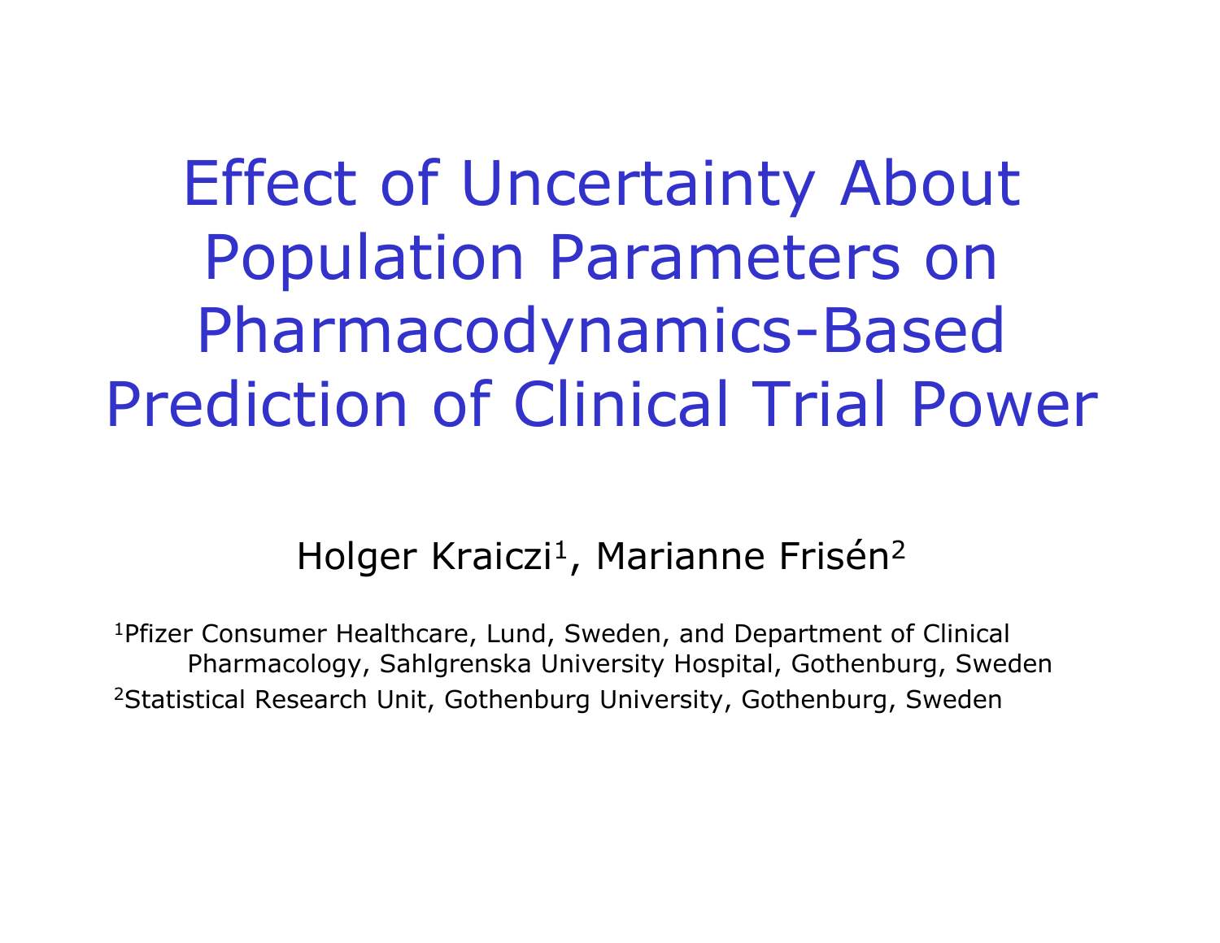# Effect of Uncertainty About Population Parameters on Pharmacodynamics-Based Prediction of Clinical Trial Power

Holger Kraiczi[1], Marianne Frisén[2]

[1]Pfizer Consumer Healthcare, Lund, Sweden, and Department of Clinical Pharmacology, Sahlgrenska University Hospital, Gothenburg, Sweden

[2]Statistical Research Unit, Gothenburg University, Gothenburg, Sweden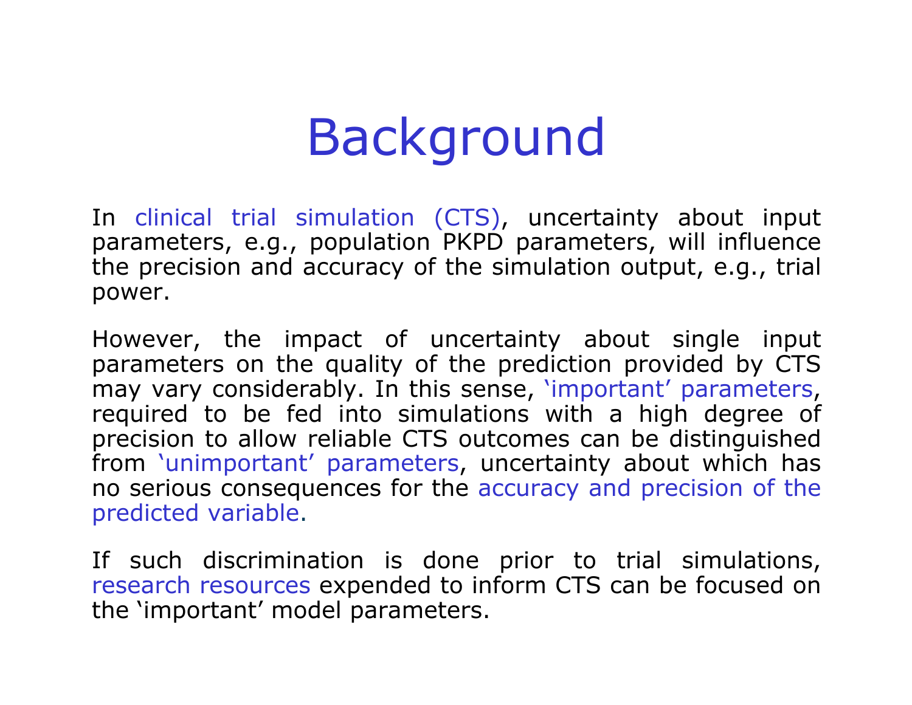# Background

In clinical trial simulation (CTS), uncertainty about input parameters, e.g., population PKPD parameters, will influence the precision and accuracy of the simulation output, e.g., trial power.

However, the impact of uncertainty about single input parameters on the quality of the prediction provided by CTS may vary considerably. In this sense, 'important' parameters, required to be fed into simulations with a high degree of precision to allow reliable CTS outcomes can be distinguished from 'unimportant' parameters, uncertainty about which has no serious consequences for the accuracy and precision of the predicted variable.

If such discrimination is done prior to trial simulations, research resources expended to inform CTS can be focused on the 'important' model parameters.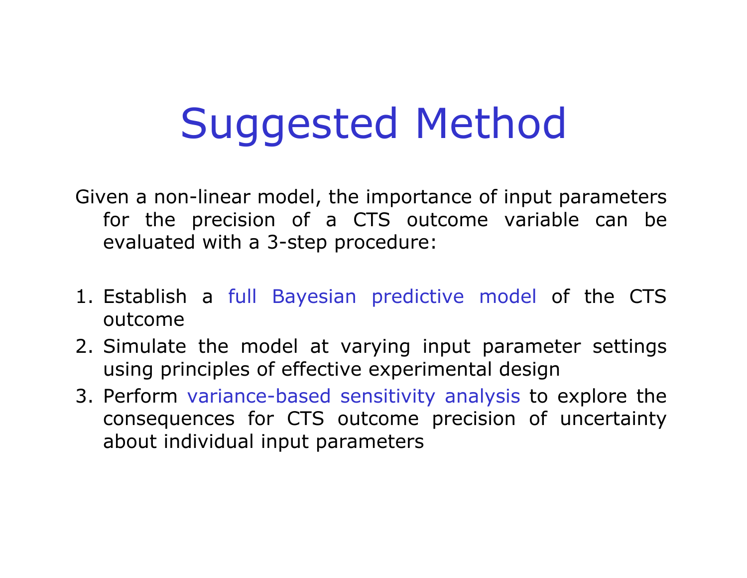# Suggested Method

Given a non-linear model, the importance of input parameters for the precision of a CTS outcome variable can be evaluated with a 3-step procedure:

1. Establish a full Bayesian predictive model of the CTS outcome
2. Simulate the model at varying input parameter settings using principles of effective experimental design
3. Perform variance-based sensitivity analysis to explore the consequences for CTS outcome precision of uncertainty about individual input parameters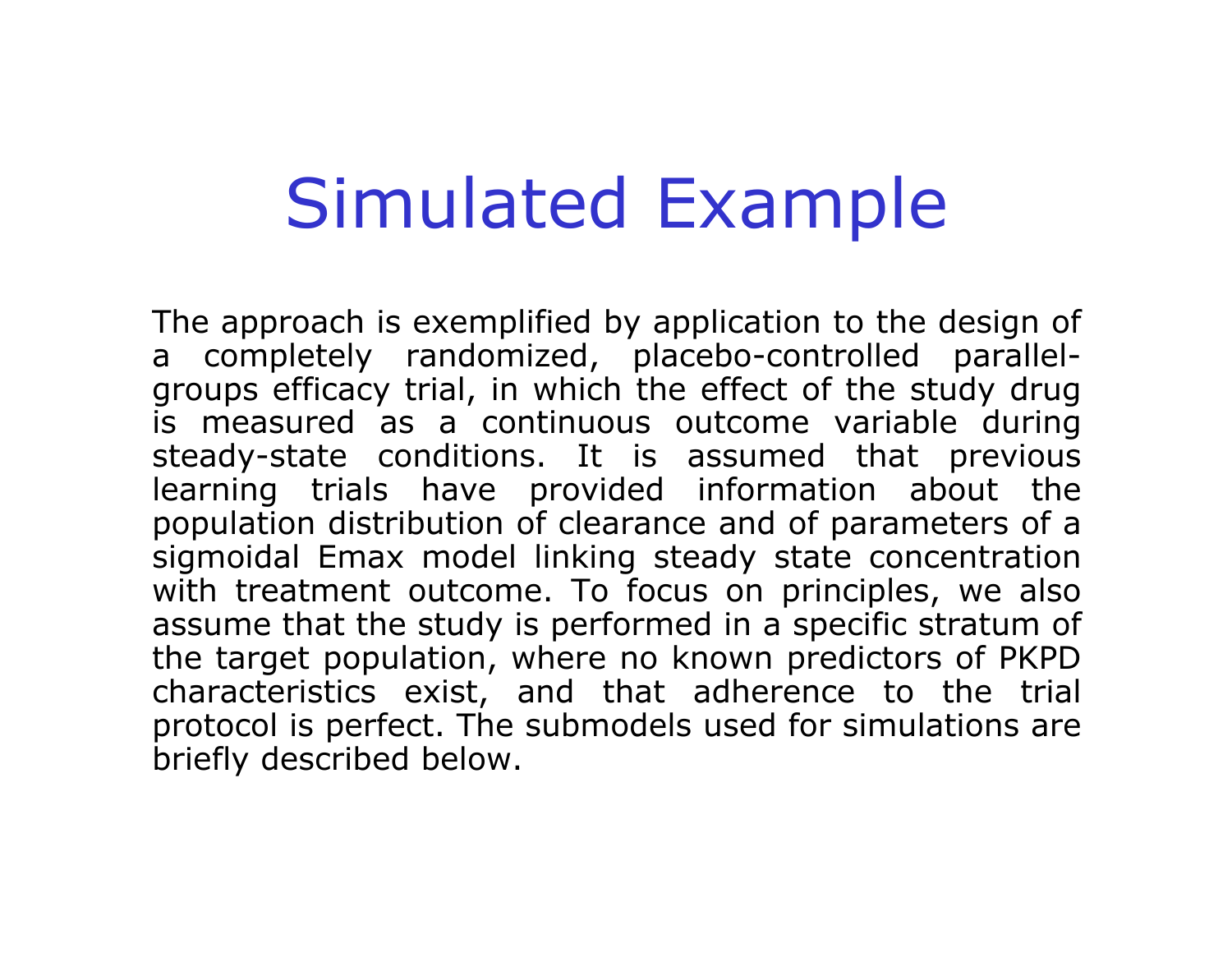# Simulated Example

The approach is exemplified by application to the design of a completely randomized, placebo-controlled parallel-groups efficacy trial, in which the effect of the study drug is measured as a continuous outcome variable during steady-state conditions. It is assumed that previous learning trials have provided information about the population distribution of clearance and of parameters of a sigmoidal Emax model linking steady state concentration with treatment outcome. To focus on principles, we also assume that the study is performed in a specific stratum of the target population, where no known predictors of PKPD characteristics exist, and that adherence to the trial protocol is perfect. The submodels used for simulations are briefly described below.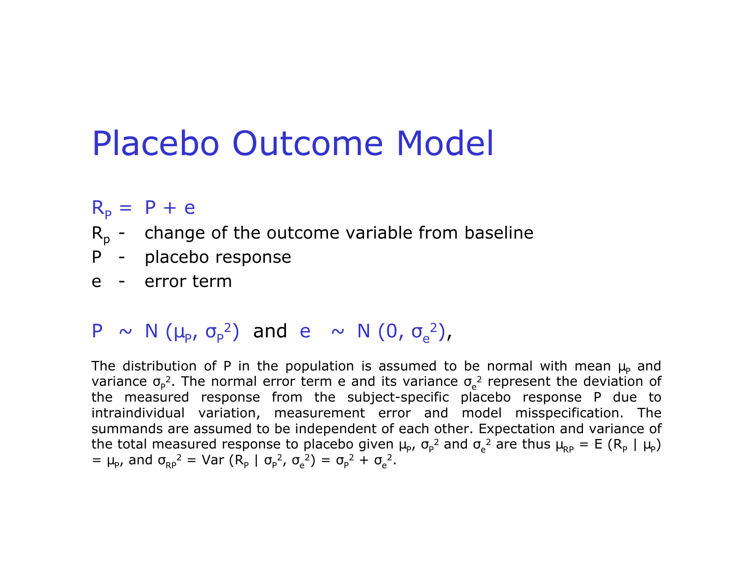# Placebo Outcome Model

$R_P = P + e$

$R_p$ - change of the outcome variable from baseline

$P$ - placebo response

$e$ - error term

$P \sim N(\mu_P, \sigma_P^2)$ and $e \sim N(0, \sigma_e^2)$,

The distribution of P in the population is assumed to be normal with mean $\mu_P$ and variance $\sigma_P^2$. The normal error term e and its variance $\sigma_e^2$ represent the deviation of the measured response from the subject-specific placebo response P due to intraindividual variation, measurement error and model misspecification. The summands are assumed to be independent of each other. Expectation and variance of the total measured response to placebo given $\mu_P$, $\sigma_P^2$ and $\sigma_e^2$ are thus $\mu_{RP} = E(R_P \mid \mu_P) = \mu_P$, and $\sigma_{RP}^2 = Var(R_P \mid \sigma_P^2, \sigma_e^2) = \sigma_P^2 + \sigma_e^2$.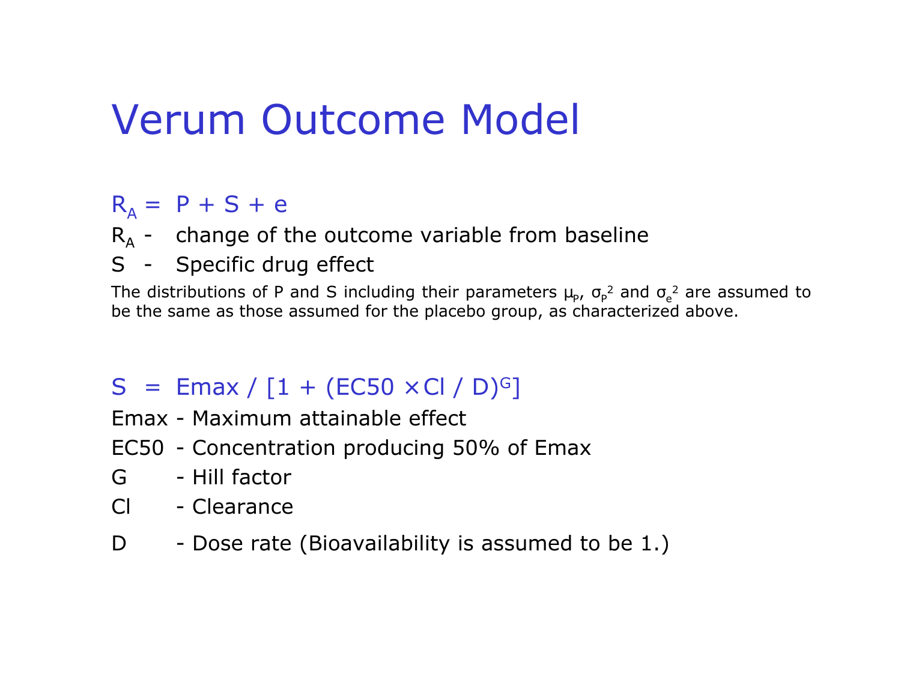# Verum Outcome Model

$R_A = P + S + e$

$R_A$ - change of the outcome variable from baseline

S - Specific drug effect

The distributions of P and S including their parameters $\mu_P$, $\sigma_P^2$ and $\sigma_e^2$ are assumed to be the same as those assumed for the placebo group, as characterized above.

$S = Emax / [1 + (EC50 \times Cl / D)^G]$

Emax - Maximum attainable effect

EC50 - Concentration producing 50% of Emax

G - Hill factor

Cl - Clearance

D - Dose rate (Bioavailability is assumed to be 1.)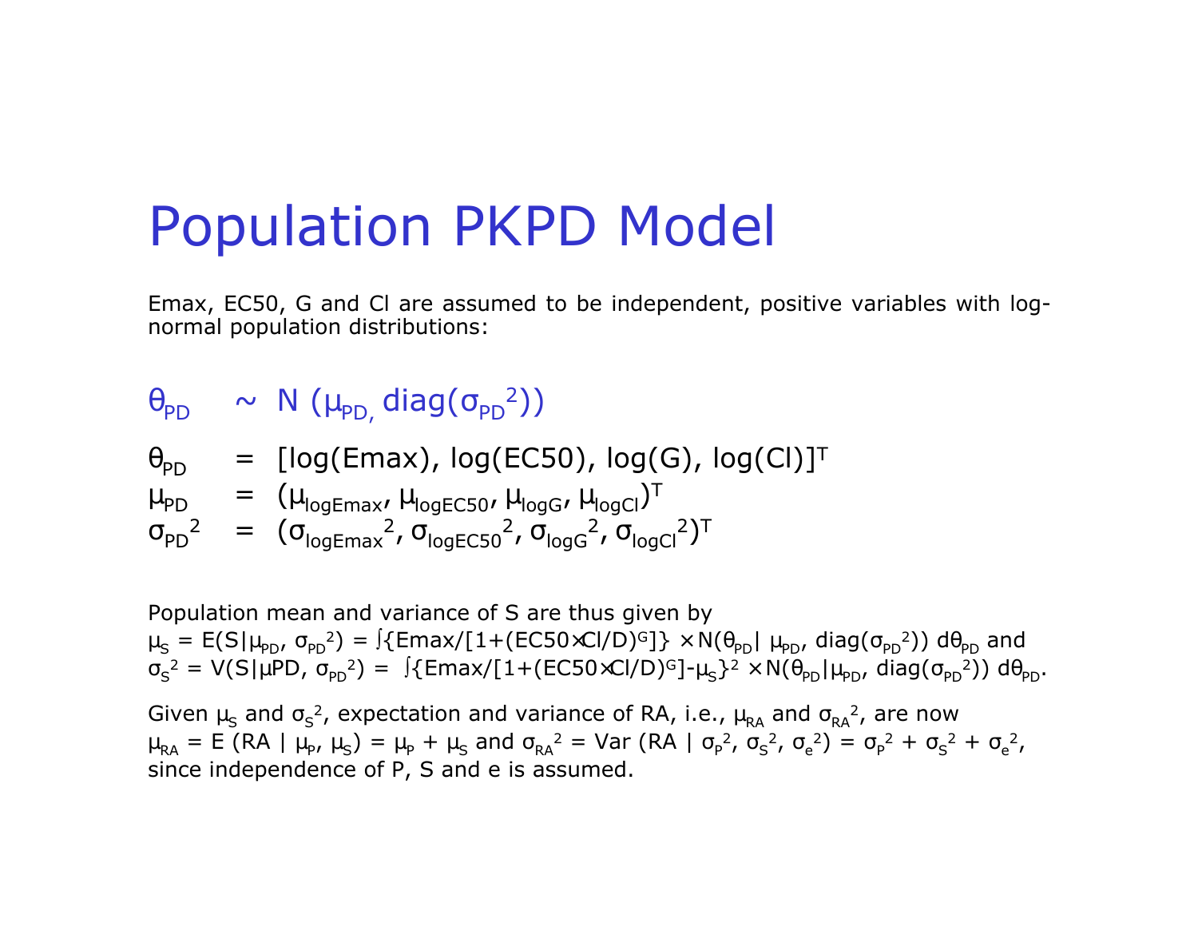# Population PKPD Model

Emax, EC50, G and Cl are assumed to be independent, positive variables with log-normal population distributions:

$$\theta_{PD} \sim N(\mu_{PD,}\ \text{diag}(\sigma_{PD}^2))$$

$$\theta_{PD} = [\log(\text{Emax}), \log(\text{EC50}), \log(G), \log(\text{Cl})]^T$$
$$\mu_{PD} = (\mu_{\log\text{Emax}}, \mu_{\log\text{EC50}}, \mu_{\log G}, \mu_{\log\text{Cl}})^T$$
$$\sigma_{PD}^2 = (\sigma_{\log\text{Emax}}^2, \sigma_{\log\text{EC50}}^2, \sigma_{\log G}^2, \sigma_{\log\text{Cl}}^2)^T$$

Population mean and variance of S are thus given by

$\mu_S = E(S|\mu_{PD}, \sigma_{PD}^2) = \int\{\text{Emax}/[1+(\text{EC50}\times\text{Cl}/D)^G]\} \times N(\theta_{PD}|\ \mu_{PD}, \text{diag}(\sigma_{PD}^2))\ d\theta_{PD}$ and

$\sigma_S^2 = V(S|\mu PD, \sigma_{PD}^2) = \int\{\text{Emax}/[1+(\text{EC50}\times\text{Cl}/D)^G]-\mu_S\}^2 \times N(\theta_{PD}|\mu_{PD}, \text{diag}(\sigma_{PD}^2))\ d\theta_{PD}$.

Given $\mu_S$ and $\sigma_S^2$, expectation and variance of RA, i.e., $\mu_{RA}$ and $\sigma_{RA}^2$, are now

$\mu_{RA} = E(RA\ |\ \mu_P, \mu_S) = \mu_P + \mu_S$ and $\sigma_{RA}^2 = \text{Var}(RA\ |\ \sigma_P^2, \sigma_S^2, \sigma_e^2) = \sigma_P^2 + \sigma_S^2 + \sigma_e^2$, since independence of P, S and e is assumed.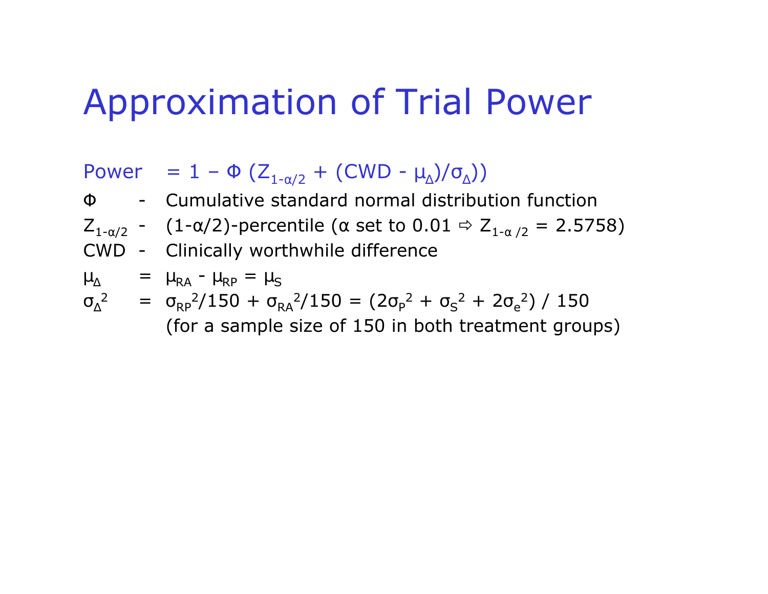# Approximation of Trial Power

Power $= 1 - \Phi\,(Z_{1-\alpha/2} + (CWD - \mu_{\Delta})/\sigma_{\Delta}))$

$\Phi$ - Cumulative standard normal distribution function

$Z_{1-\alpha/2}$ - $(1-\alpha/2)$-percentile ($\alpha$ set to 0.01 ⇨ $Z_{1-\alpha/2} = 2.5758$)

CWD - Clinically worthwhile difference

$\mu_{\Delta} = \mu_{RA} - \mu_{RP} = \mu_S$

$\sigma_{\Delta}^2 = \sigma_{RP}^2/150 + \sigma_{RA}^2/150 = (2\sigma_P^2 + \sigma_S^2 + 2\sigma_e^2) / 150$

(for a sample size of 150 in both treatment groups)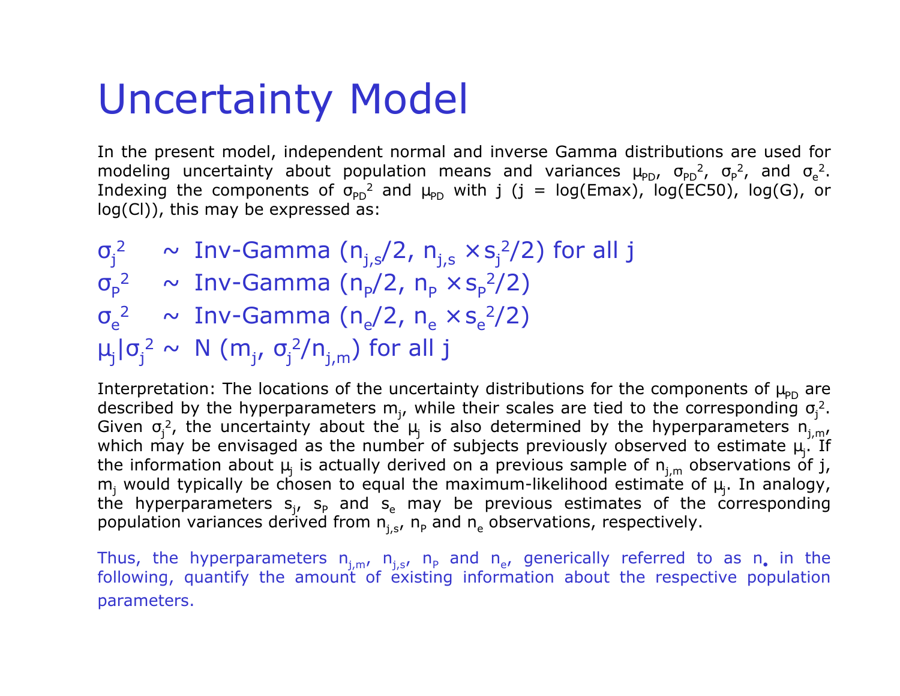# Uncertainty Model

In the present model, independent normal and inverse Gamma distributions are used for modeling uncertainty about population means and variances $\mu_{PD}$, $\sigma_{PD}^2$, $\sigma_P^2$, and $\sigma_e^2$. Indexing the components of $\sigma_{PD}^2$ and $\mu_{PD}$ with j (j = log(Emax), log(EC50), log(G), or log(Cl)), this may be expressed as:

$$\sigma_j^2 \sim \text{Inv-Gamma}\,(n_{j,s}/2,\ n_{j,s} \times s_j^2/2) \text{ for all j}$$

$$\sigma_P^2 \sim \text{Inv-Gamma}\,(n_P/2,\ n_P \times s_P^2/2)$$

$$\sigma_e^2 \sim \text{Inv-Gamma}\,(n_e/2,\ n_e \times s_e^2/2)$$

$$\mu_j|\sigma_j^2 \sim N\,(m_j,\ \sigma_j^2/n_{j,m}) \text{ for all j}$$

Interpretation: The locations of the uncertainty distributions for the components of $\mu_{PD}$ are described by the hyperparameters $m_j$, while their scales are tied to the corresponding $\sigma_j^2$. Given $\sigma_j^2$, the uncertainty about the $\mu_j$ is also determined by the hyperparameters $n_{j,m}$, which may be envisaged as the number of subjects previously observed to estimate $\mu_j$. If the information about $\mu_j$ is actually derived on a previous sample of $n_{j,m}$ observations of j, $m_j$ would typically be chosen to equal the maximum-likelihood estimate of $\mu_j$. In analogy, the hyperparameters $s_j$, $s_P$ and $s_e$ may be previous estimates of the corresponding population variances derived from $n_{j,s}$, $n_P$ and $n_e$ observations, respectively.

Thus, the hyperparameters $n_{j,m}$, $n_{j,s}$, $n_P$ and $n_e$, generically referred to as $n_\bullet$ in the following, quantify the amount of existing information about the respective population parameters.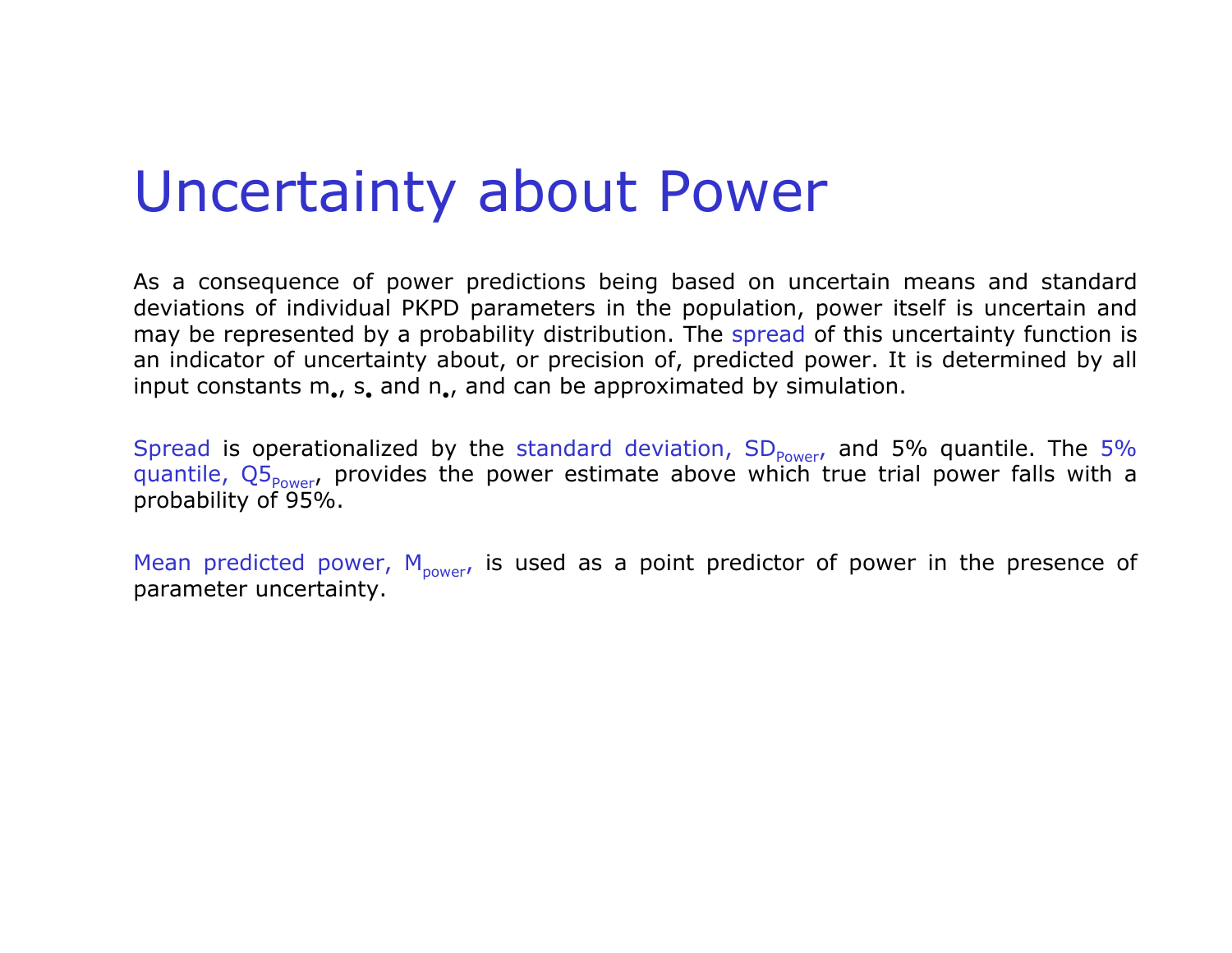# Uncertainty about Power

As a consequence of power predictions being based on uncertain means and standard deviations of individual PKPD parameters in the population, power itself is uncertain and may be represented by a probability distribution. The spread of this uncertainty function is an indicator of uncertainty about, or precision of, predicted power. It is determined by all input constants $m_{\bullet}$, $s_{\bullet}$ and $n_{\bullet}$, and can be approximated by simulation.

Spread is operationalized by the standard deviation, $SD_{Power}$, and 5% quantile. The 5% quantile, $Q5_{Power}$, provides the power estimate above which true trial power falls with a probability of 95%.

Mean predicted power, $M_{power}$, is used as a point predictor of power in the presence of parameter uncertainty.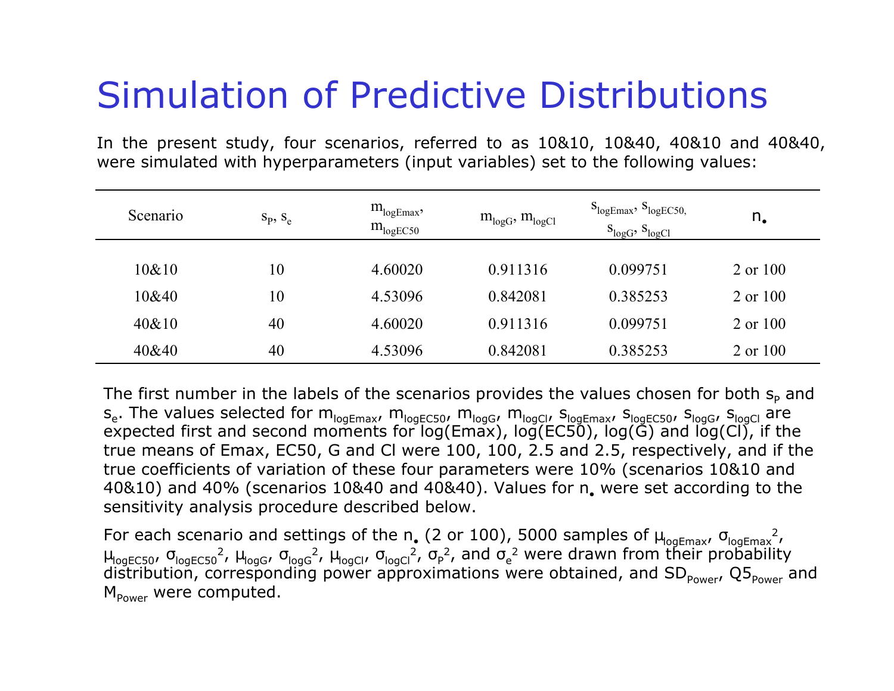# Simulation of Predictive Distributions

In the present study, four scenarios, referred to as 10&10, 10&40, 40&10 and 40&40, were simulated with hyperparameters (input variables) set to the following values:

| Scenario | $s_P$, $s_e$ | $m_{logEmax}$, $m_{logEC50}$ | $m_{logG}$, $m_{logCl}$ | $s_{logEmax}$, $s_{logEC50}$, $s_{logG}$, $s_{logCl}$ | $n_\bullet$ |
|---|---|---|---|---|---|
| 10&10 | 10 | 4.60020 | 0.911316 | 0.099751 | 2 or 100 |
| 10&40 | 10 | 4.53096 | 0.842081 | 0.385253 | 2 or 100 |
| 40&10 | 40 | 4.60020 | 0.911316 | 0.099751 | 2 or 100 |
| 40&40 | 40 | 4.53096 | 0.842081 | 0.385253 | 2 or 100 |

The first number in the labels of the scenarios provides the values chosen for both $s_P$ and $s_e$. The values selected for $m_{logEmax}$, $m_{logEC50}$, $m_{logG}$, $m_{logCl}$, $s_{logEmax}$, $s_{logEC50}$, $s_{logG}$, $s_{logCl}$ are expected first and second moments for log(Emax), log(EC50), log(G) and log(Cl), if the true means of Emax, EC50, G and Cl were 100, 100, 2.5 and 2.5, respectively, and if the true coefficients of variation of these four parameters were 10% (scenarios 10&10 and 40&10) and 40% (scenarios 10&40 and 40&40). Values for $n_\bullet$ were set according to the sensitivity analysis procedure described below.

For each scenario and settings of the $n_\bullet$ (2 or 100), 5000 samples of $\mu_{logEmax}$, $\sigma_{logEmax}^2$, $\mu_{logEC50}$, $\sigma_{logEC50}^2$, $\mu_{logG}$, $\sigma_{logG}^2$, $\mu_{logCl}$, $\sigma_{logCl}^2$, $\sigma_P^2$, and $\sigma_e^2$ were drawn from their probability distribution, corresponding power approximations were obtained, and $SD_{Power}$, $Q5_{Power}$ and $M_{Power}$ were computed.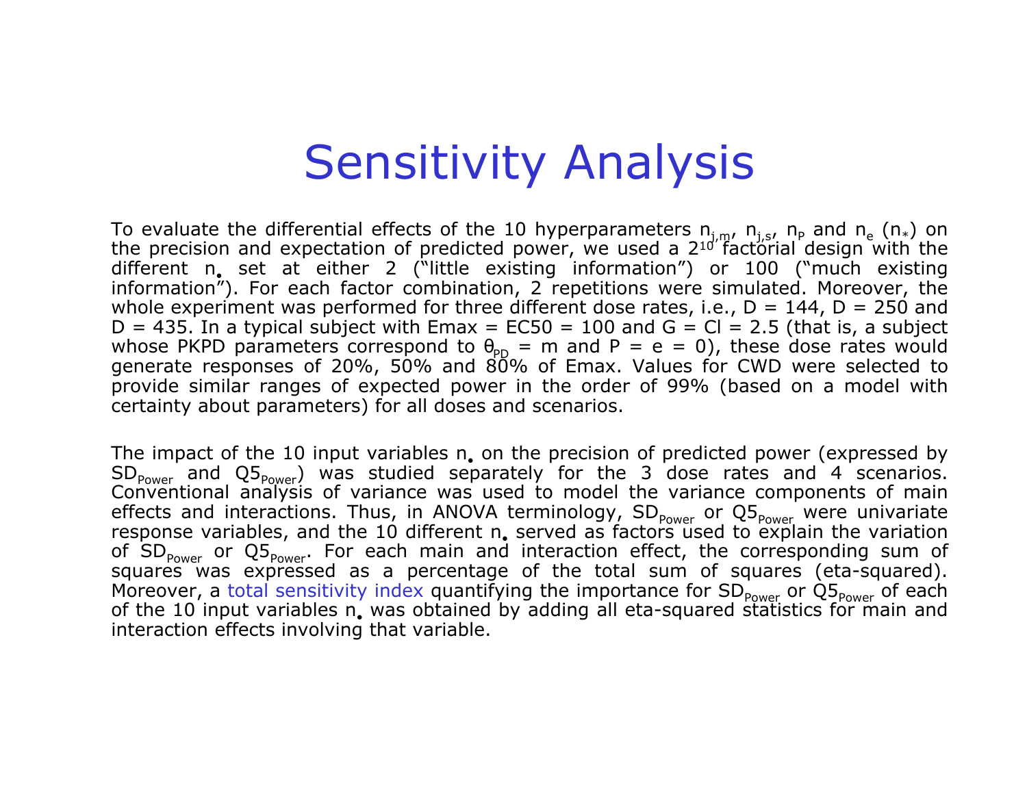# Sensitivity Analysis

To evaluate the differential effects of the 10 hyperparameters $n_{j,m}$, $n_{j,s}$, $n_P$ and $n_e$ ($n_*$) on the precision and expectation of predicted power, we used a $2^{10}$ factorial design with the different $n_\bullet$ set at either 2 ("little existing information") or 100 ("much existing information"). For each factor combination, 2 repetitions were simulated. Moreover, the whole experiment was performed for three different dose rates, i.e., D = 144, D = 250 and D = 435. In a typical subject with Emax = EC50 = 100 and G = Cl = 2.5 (that is, a subject whose PKPD parameters correspond to $\theta_{PD}$ = m and P = e = 0), these dose rates would generate responses of 20%, 50% and 80% of Emax. Values for CWD were selected to provide similar ranges of expected power in the order of 99% (based on a model with certainty about parameters) for all doses and scenarios.

The impact of the 10 input variables $n_\bullet$ on the precision of predicted power (expressed by $SD_{Power}$ and $Q5_{Power}$) was studied separately for the 3 dose rates and 4 scenarios. Conventional analysis of variance was used to model the variance components of main effects and interactions. Thus, in ANOVA terminology, $SD_{Power}$ or $Q5_{Power}$ were univariate response variables, and the 10 different $n_\bullet$ served as factors used to explain the variation of $SD_{Power}$ or $Q5_{Power}$. For each main and interaction effect, the corresponding sum of squares was expressed as a percentage of the total sum of squares (eta-squared). Moreover, a total sensitivity index quantifying the importance for $SD_{Power}$ or $Q5_{Power}$ of each of the 10 input variables $n_\bullet$ was obtained by adding all eta-squared statistics for main and interaction effects involving that variable.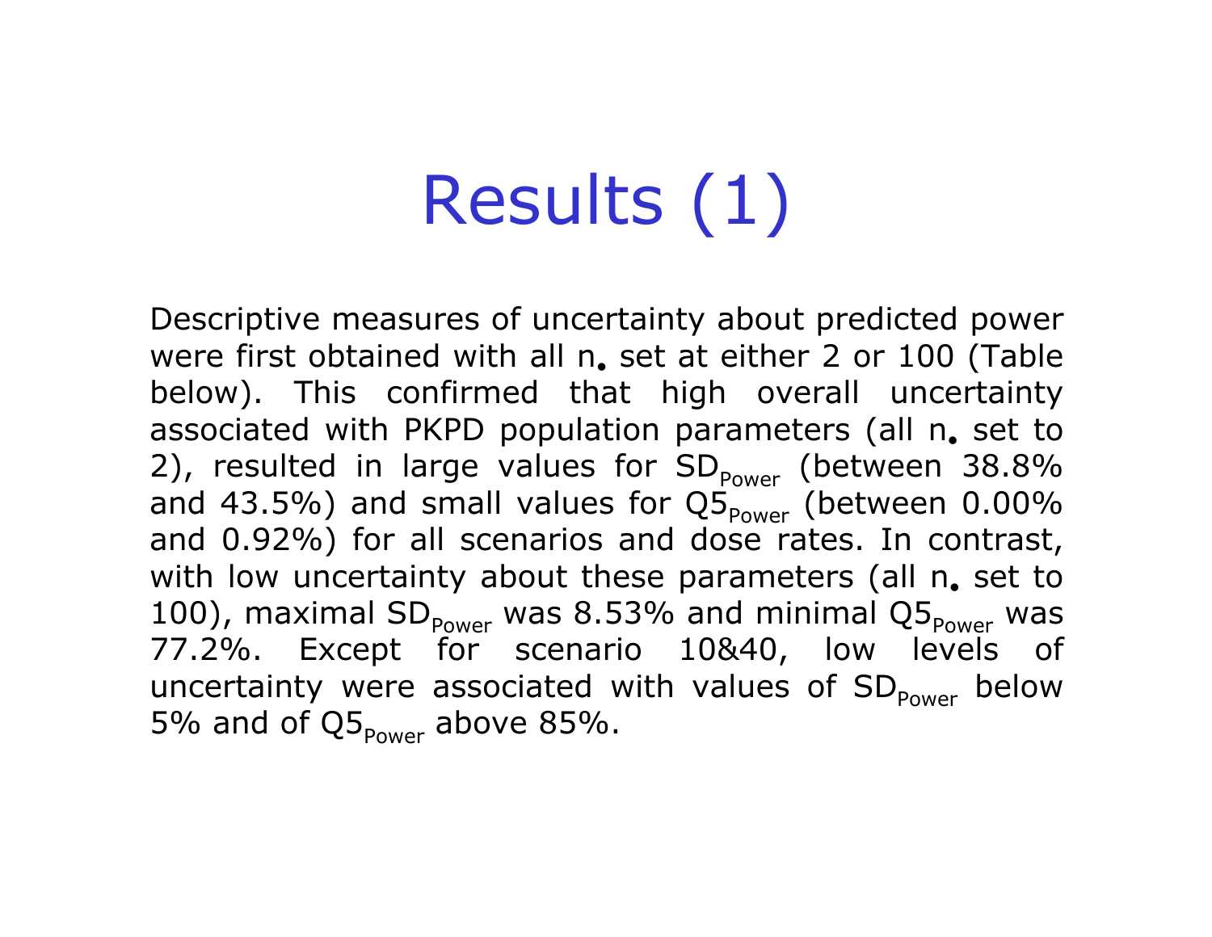# Results (1)

Descriptive measures of uncertainty about predicted power were first obtained with all $n_{\bullet}$ set at either 2 or 100 (Table below). This confirmed that high overall uncertainty associated with PKPD population parameters (all $n_{\bullet}$ set to 2), resulted in large values for $SD_{Power}$ (between 38.8% and 43.5%) and small values for $Q5_{Power}$ (between 0.00% and 0.92%) for all scenarios and dose rates. In contrast, with low uncertainty about these parameters (all $n_{\bullet}$ set to 100), maximal $SD_{Power}$ was 8.53% and minimal $Q5_{Power}$ was 77.2%. Except for scenario 10&40, low levels of uncertainty were associated with values of $SD_{Power}$ below 5% and of $Q5_{Power}$ above 85%.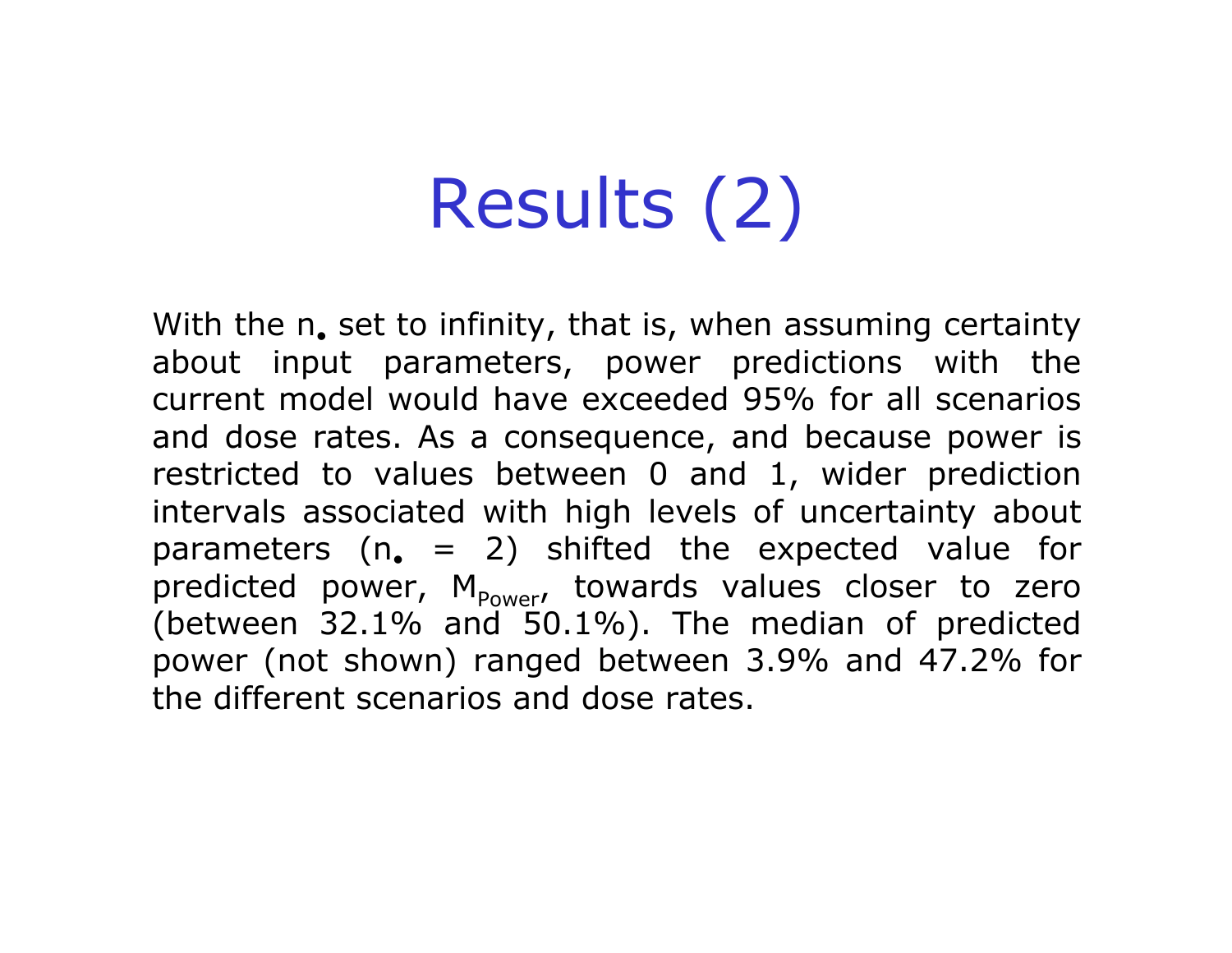# Results (2)

With the $n_{\bullet}$ set to infinity, that is, when assuming certainty about input parameters, power predictions with the current model would have exceeded 95% for all scenarios and dose rates. As a consequence, and because power is restricted to values between 0 and 1, wider prediction intervals associated with high levels of uncertainty about parameters ($n_{\bullet}$ = 2) shifted the expected value for predicted power, $M_{Power}$, towards values closer to zero (between 32.1% and 50.1%). The median of predicted power (not shown) ranged between 3.9% and 47.2% for the different scenarios and dose rates.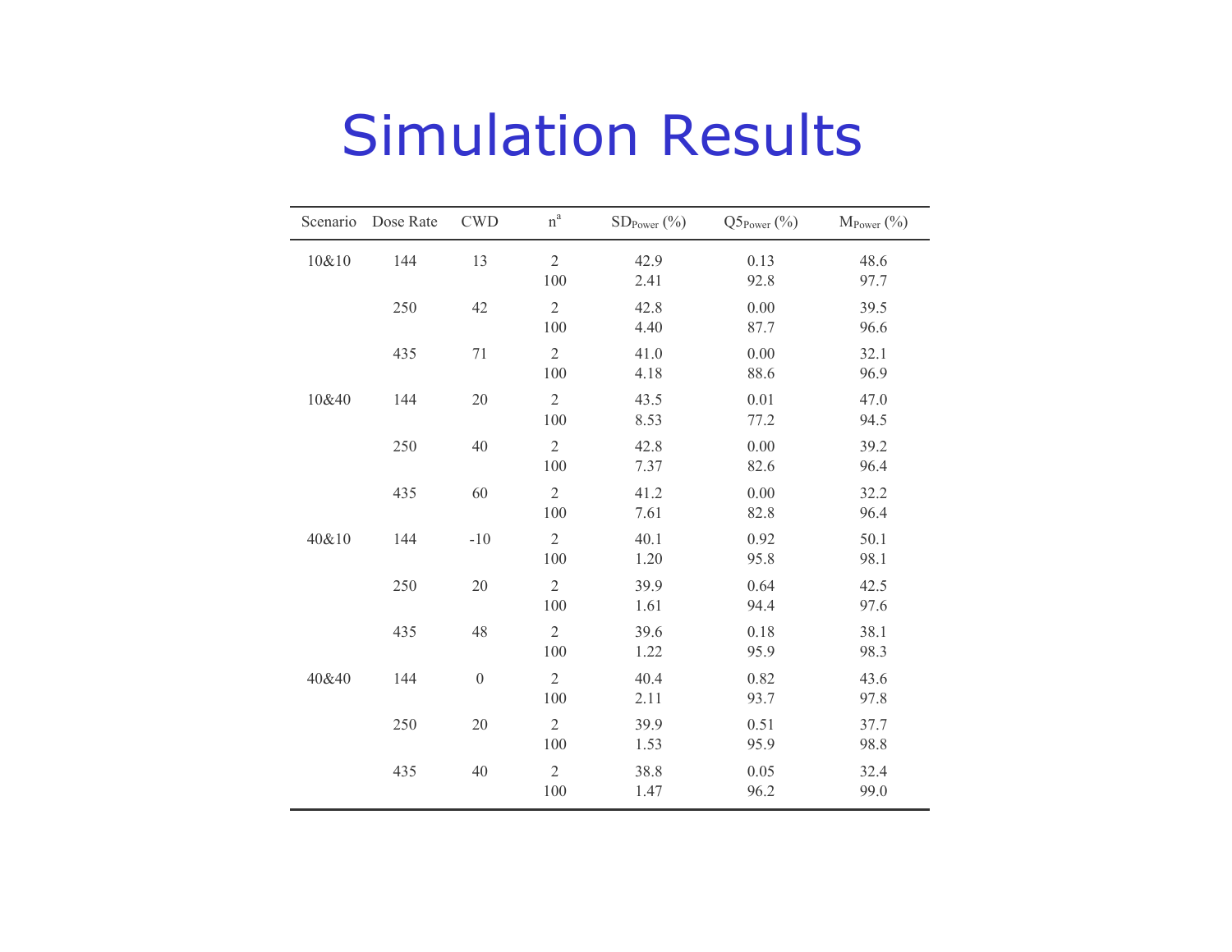# Simulation Results

| Scenario | Dose Rate | CWD | n[a] | $SD_{Power}$ (%) | $Q5_{Power}$ (%) | $M_{Power}$ (%) |
|---|---|---|---|---|---|---|
| 10&10 | 144 | 13 | 2 | 42.9 | 0.13 | 48.6 |
| | | | 100 | 2.41 | 92.8 | 97.7 |
| | 250 | 42 | 2 | 42.8 | 0.00 | 39.5 |
| | | | 100 | 4.40 | 87.7 | 96.6 |
| | 435 | 71 | 2 | 41.0 | 0.00 | 32.1 |
| | | | 100 | 4.18 | 88.6 | 96.9 |
| 10&40 | 144 | 20 | 2 | 43.5 | 0.01 | 47.0 |
| | | | 100 | 8.53 | 77.2 | 94.5 |
| | 250 | 40 | 2 | 42.8 | 0.00 | 39.2 |
| | | | 100 | 7.37 | 82.6 | 96.4 |
| | 435 | 60 | 2 | 41.2 | 0.00 | 32.2 |
| | | | 100 | 7.61 | 82.8 | 96.4 |
| 40&10 | 144 | -10 | 2 | 40.1 | 0.92 | 50.1 |
| | | | 100 | 1.20 | 95.8 | 98.1 |
| | 250 | 20 | 2 | 39.9 | 0.64 | 42.5 |
| | | | 100 | 1.61 | 94.4 | 97.6 |
| | 435 | 48 | 2 | 39.6 | 0.18 | 38.1 |
| | | | 100 | 1.22 | 95.9 | 98.3 |
| 40&40 | 144 | 0 | 2 | 40.4 | 0.82 | 43.6 |
| | | | 100 | 2.11 | 93.7 | 97.8 |
| | 250 | 20 | 2 | 39.9 | 0.51 | 37.7 |
| | | | 100 | 1.53 | 95.9 | 98.8 |
| | 435 | 40 | 2 | 38.8 | 0.05 | 32.4 |
| | | | 100 | 1.47 | 96.2 | 99.0 |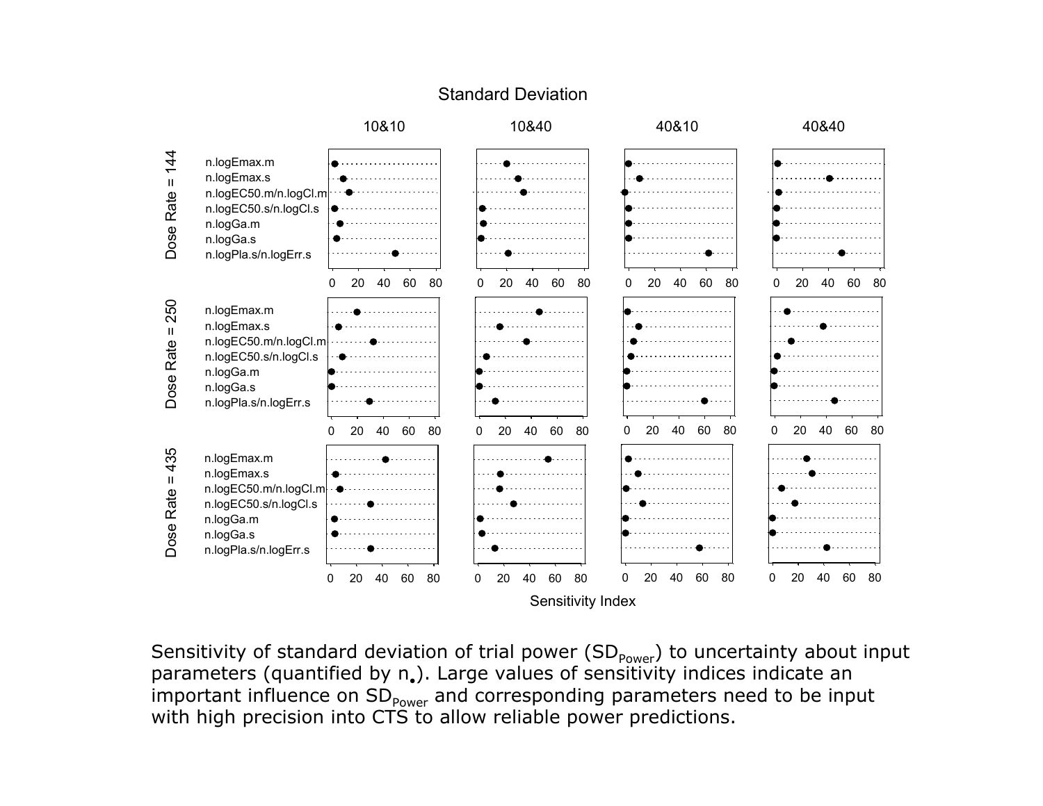Standard Deviation

Sensitivity Index

Sensitivity of standard deviation of trial power ($SD_{Power}$) to uncertainty about input parameters (quantified by $n_{\bullet}$). Large values of sensitivity indices indicate an important influence on $SD_{Power}$ and corresponding parameters need to be input with high precision into CTS to allow reliable power predictions.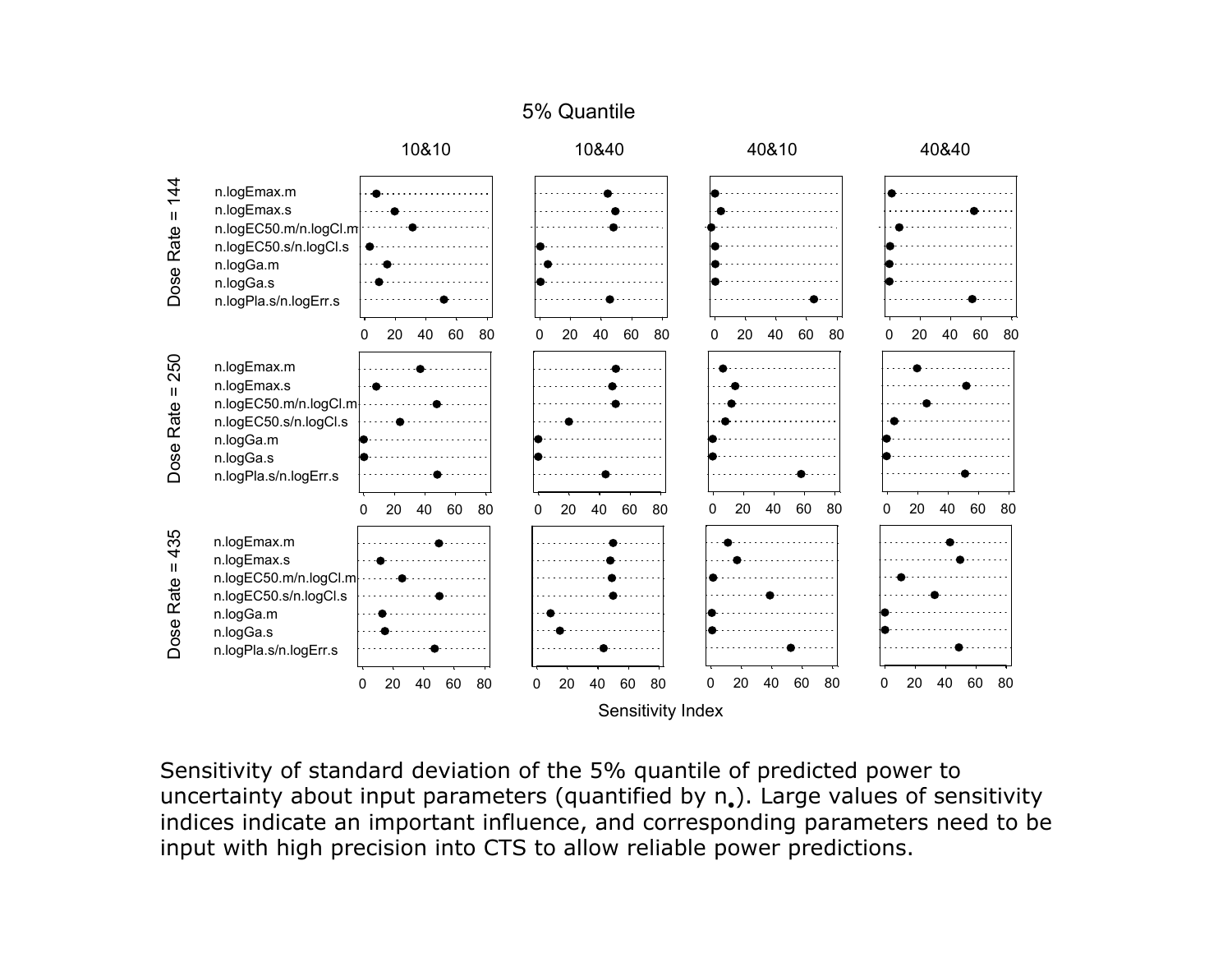5% Quantile

|  | 10&10 | 10&40 | 40&10 | 40&40 |
|---|---|---|---|---|
| **Dose Rate = 144** | | | | |
| n.logEmax.m | | | | |
| n.logEmax.s | | | | |
| n.logEC50.m/n.logCl.m | | | | |
| n.logEC50.s/n.logCl.s | | | | |
| n.logGa.m | | | | |
| n.logGa.s | | | | |
| n.logPla.s/n.logErr.s | | | | |
| **Dose Rate = 250** | | | | |
| n.logEmax.m | | | | |
| n.logEmax.s | | | | |
| n.logEC50.m/n.logCl.m | | | | |
| n.logEC50.s/n.logCl.s | | | | |
| n.logGa.m | | | | |
| n.logGa.s | | | | |
| n.logPla.s/n.logErr.s | | | | |
| **Dose Rate = 435** | | | | |
| n.logEmax.m | | | | |
| n.logEmax.s | | | | |
| n.logEC50.m/n.logCl.m | | | | |
| n.logEC50.s/n.logCl.s | | | | |
| n.logGa.m | | | | |
| n.logGa.s | | | | |
| n.logPla.s/n.logErr.s | | | | |

Sensitivity Index (0–80)

Sensitivity of standard deviation of the 5% quantile of predicted power to uncertainty about input parameters (quantified by $n_{\bullet}$). Large values of sensitivity indices indicate an important influence, and corresponding parameters need to be input with high precision into CTS to allow reliable power predictions.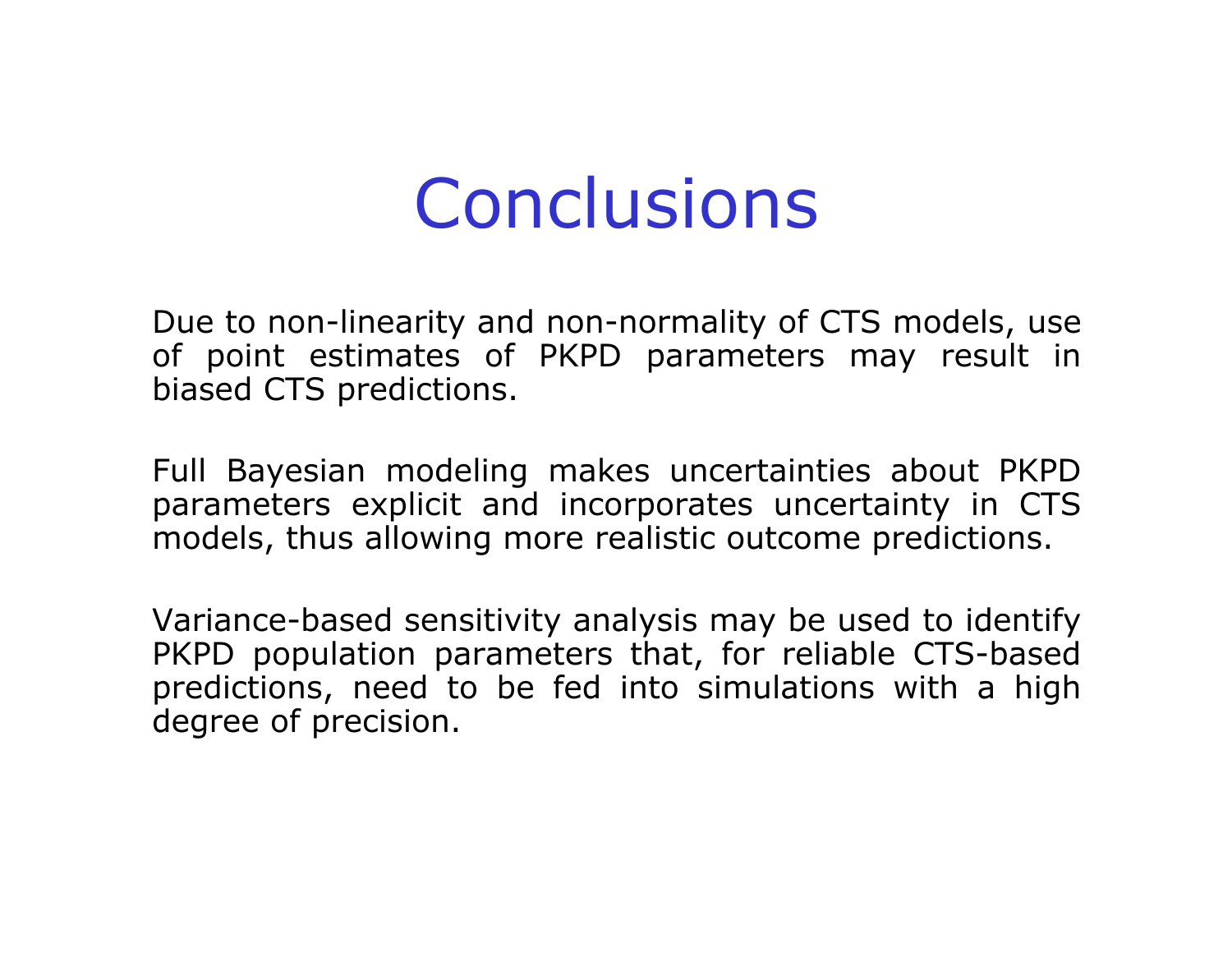# Conclusions

Due to non-linearity and non-normality of CTS models, use of point estimates of PKPD parameters may result in biased CTS predictions.

Full Bayesian modeling makes uncertainties about PKPD parameters explicit and incorporates uncertainty in CTS models, thus allowing more realistic outcome predictions.

Variance-based sensitivity analysis may be used to identify PKPD population parameters that, for reliable CTS-based predictions, need to be fed into simulations with a high degree of precision.